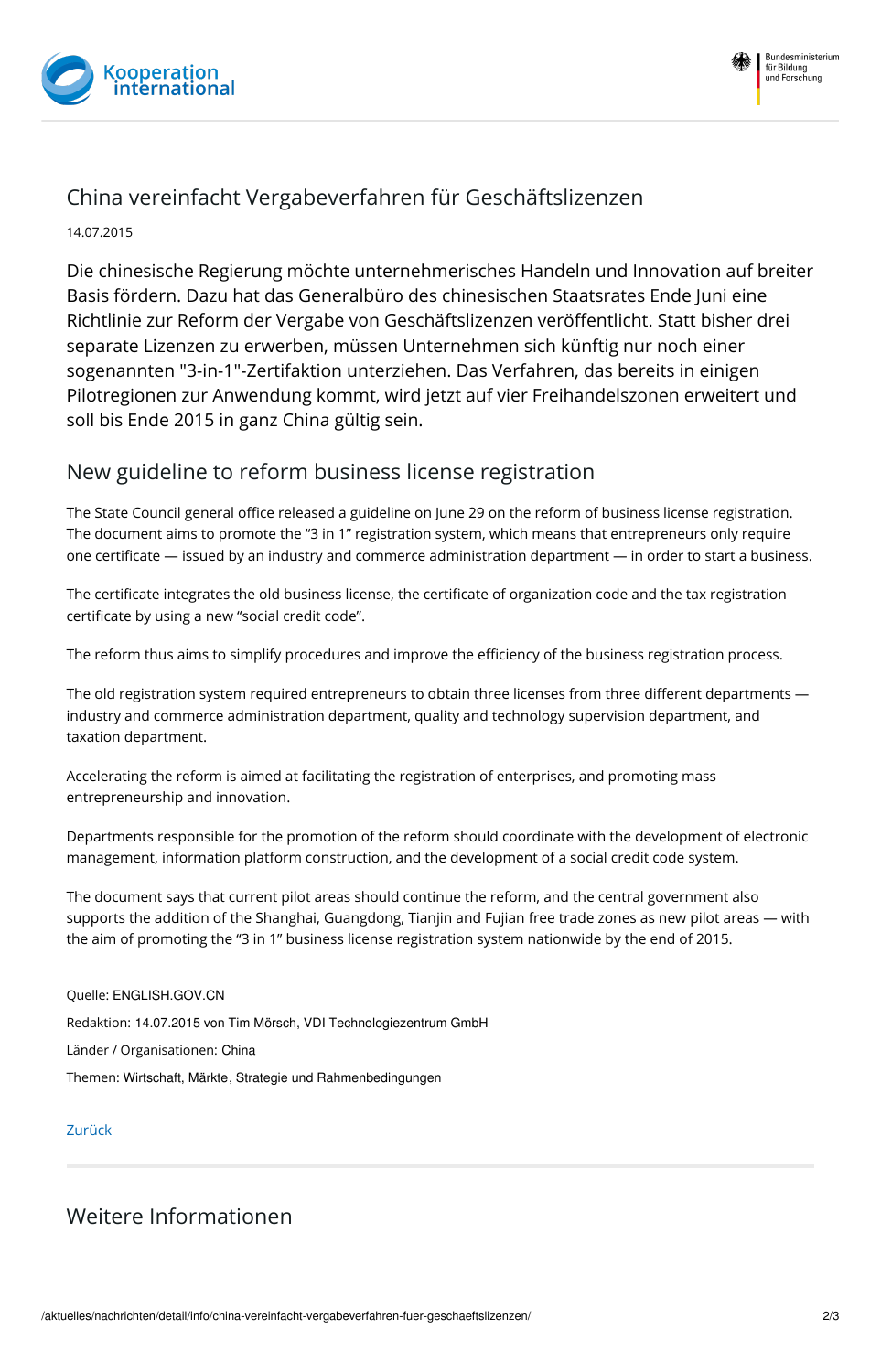# China vereinfacht Vergabeverfahren für Geschäftslizenzen

14.07.2015

Die chinesische Regierung möchte unternehmerisches Handeln und Innovation auf breiter Basis fördern. Dazu hat das Generalbüro des chinesischen Staatsrates Ende Juni eine Richtlinie zur Reform der Vergabe von Geschäftslizenzen veröffentlicht. Statt bisher drei separate Lizenzen zu erwerben, müssen Unternehmen sich künftig nur noch einer sogenannten "3-in-1"-Zertifaktion unterziehen. Das Verfahren, das bereits in einigen Pilotregionen zur Anwendung kommt, wird jetzt auf vier Freihandelszonen erweitert und soll bis Ende 2015 in ganz China gültig sein.

## New guideline to reform business license registration

The State Council general office released a guideline on June 29 on the reform of business license registration. The document aims to promote the "3 in 1" registration system, which means that entrepreneurs only require one certificate — issued by an industry and commerce administration department — in order to start a business.

The certificate integrates the old business license, the certificate of organization code and the tax registration certificate by using a new "social credit code".

The reform thus aims to simplify procedures and improve the efficiency of the business registration process.

The old registration system required entrepreneurs to obtain three licenses from three different departments — industry and commerce administration department, quality and technology supervision department, and taxation department.

Accelerating the reform is aimed at facilitating the registration of enterprises, and promoting mass entrepreneurship and innovation.

Departments responsible for the promotion of the reform should coordinate with the development of electronic management, information platform construction, and the development of a social credit code system.

The document says that current pilot areas should continue the reform, and the central government also supports the addition of the Shanghai, Guangdong, Tianjin and Fujian free trade zones as new pilot areas — with the aim of promoting the "3 in 1" business license registration system nationwide by the end of 2015.

Quelle: ENGLISH.GOV.CN

Redaktion: 14.07.2015 von Tim Mörsch, VDI Technologiezentrum GmbH

Länder / Organisationen: China

Themen: Wirtschaft, Märkte, Strategie und Rahmenbedingungen

Zurück

## Weitere Informationen